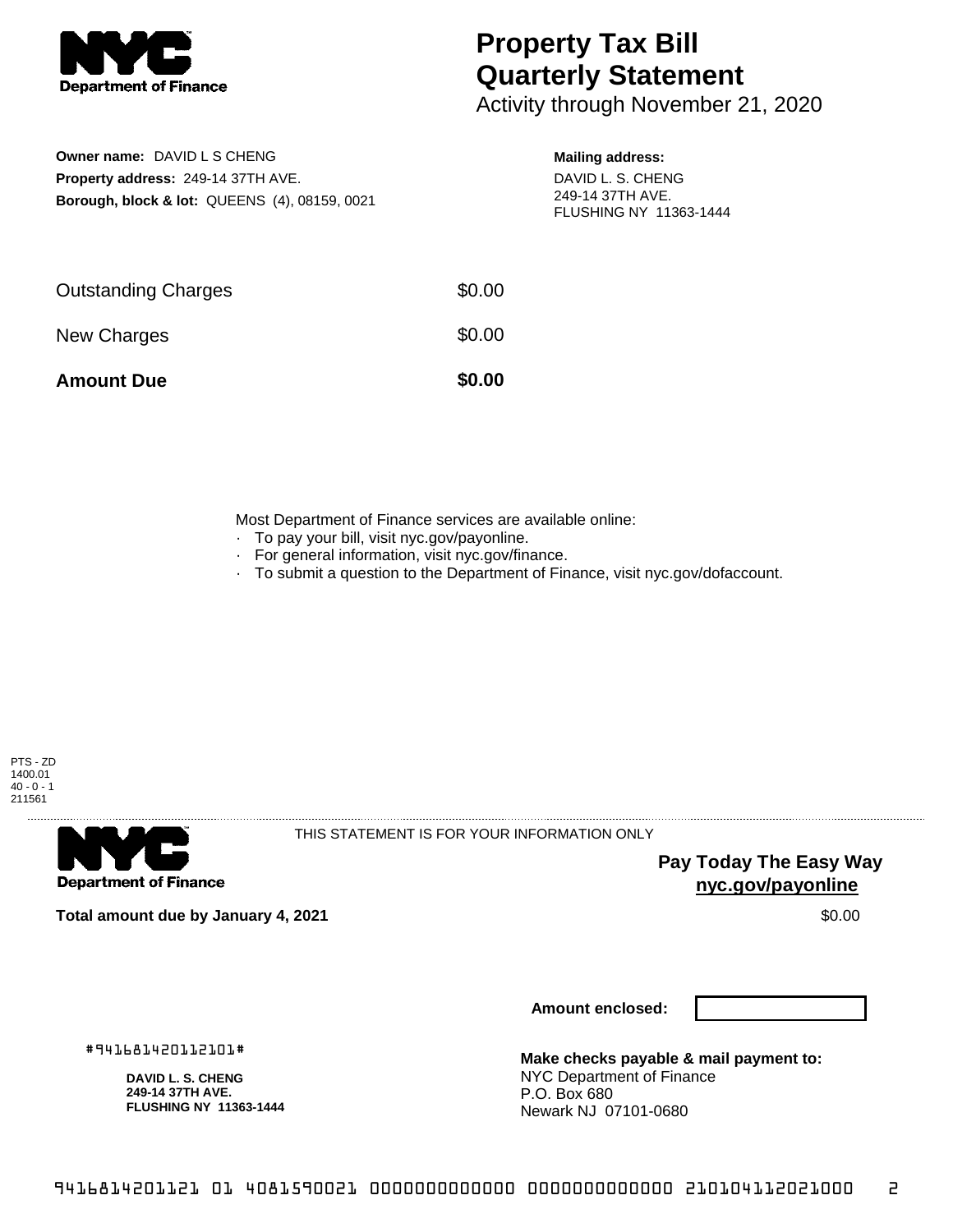# Property Tax Bill Quarterly Statement

Activity through November 21, 2020

**Owner name:** DAVID L S CHENG
**Property address:** 249-14 37TH AVE.
**Borough, block & lot:** QUEENS (4), 08159, 0021

**Mailing address:**
DAVID L. S. CHENG
249-14 37TH AVE.
FLUSHING NY 11363-1444

| | |
|---|---|
| Outstanding Charges | $0.00 |
| New Charges | $0.00 |
| **Amount Due** | **$0.00** |

Most Department of Finance services are available online:

- To pay your bill, visit nyc.gov/payonline.
- For general information, visit nyc.gov/finance.
- To submit a question to the Department of Finance, visit nyc.gov/dofaccount.

PTS - ZD
1400.01
40 - 0 - 1
211561

THIS STATEMENT IS FOR YOUR INFORMATION ONLY

**Pay Today The Easy Way**
**nyc.gov/payonline**

**Total amount due by January 4, 2021** $0.00

**Amount enclosed:**

#941681420112101#

**DAVID L. S. CHENG**
**249-14 37TH AVE.**
**FLUSHING NY 11363-1444**

**Make checks payable & mail payment to:**
NYC Department of Finance
P.O. Box 680
Newark NJ 07101-0680

9416814201121 01 4081590021 0000000000000 0000000000000 210104112021000 2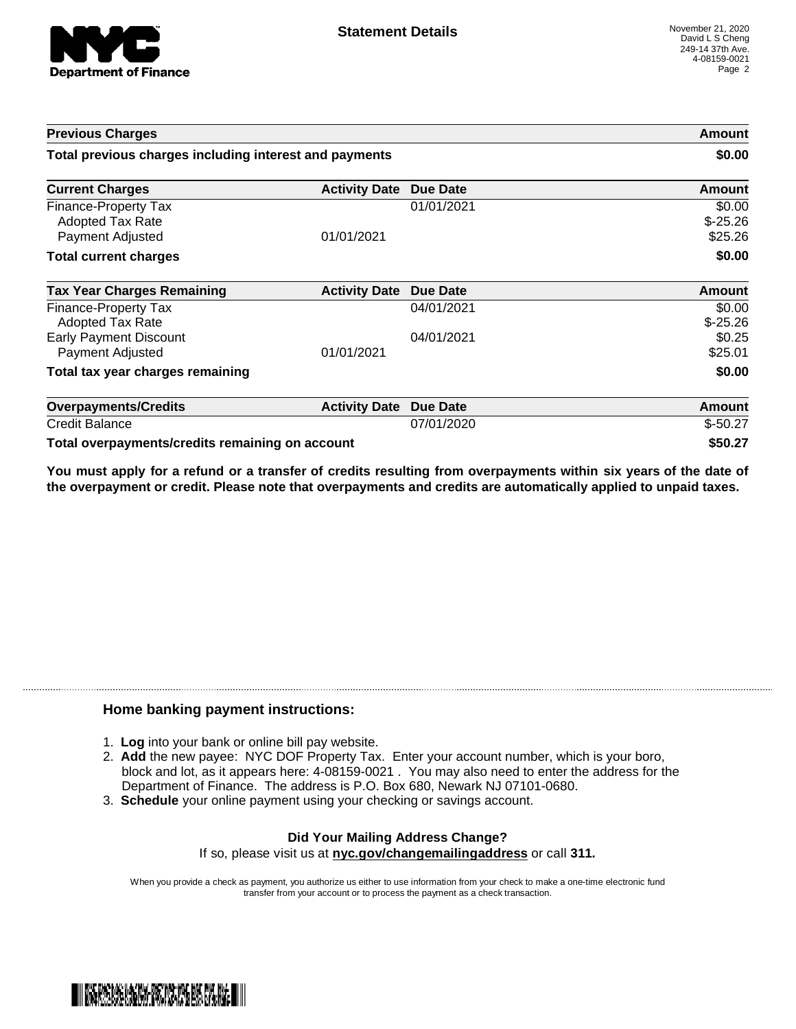## Statement Details

November 21, 2020
David L S Cheng
249-14 37th Ave.
4-08159-0021

| Previous Charges | | | Amount |
|---|---|---|---|
| **Total previous charges including interest and payments** | | | **$0.00** |

| Current Charges | Activity Date | Due Date | Amount |
|---|---|---|---|
| Finance-Property Tax | | 01/01/2021 | $0.00 |
| Adopted Tax Rate | | | $-25.26 |
| Payment Adjusted | 01/01/2021 | | $25.26 |
| **Total current charges** | | | **$0.00** |

| Tax Year Charges Remaining | Activity Date | Due Date | Amount |
|---|---|---|---|
| Finance-Property Tax | | 04/01/2021 | $0.00 |
| Adopted Tax Rate | | | $-25.26 |
| Early Payment Discount | | 04/01/2021 | $0.25 |
| Payment Adjusted | 01/01/2021 | | $25.01 |
| **Total tax year charges remaining** | | | **$0.00** |

| Overpayments/Credits | Activity Date | Due Date | Amount |
|---|---|---|---|
| Credit Balance | | 07/01/2020 | $-50.27 |
| **Total overpayments/credits remaining on account** | | | **$50.27** |

**You must apply for a refund or a transfer of credits resulting from overpayments within six years of the date of the overpayment or credit. Please note that overpayments and credits are automatically applied to unpaid taxes.**

### Home banking payment instructions:

1. **Log** into your bank or online bill pay website.
2. **Add** the new payee: NYC DOF Property Tax. Enter your account number, which is your boro, block and lot, as it appears here: 4-08159-0021 . You may also need to enter the address for the Department of Finance. The address is P.O. Box 680, Newark NJ 07101-0680.
3. **Schedule** your online payment using your checking or savings account.

**Did Your Mailing Address Change?**
If so, please visit us at **nyc.gov/changemailingaddress** or call **311.**

When you provide a check as payment, you authorize us either to use information from your check to make a one-time electronic fund transfer from your account or to process the payment as a check transaction.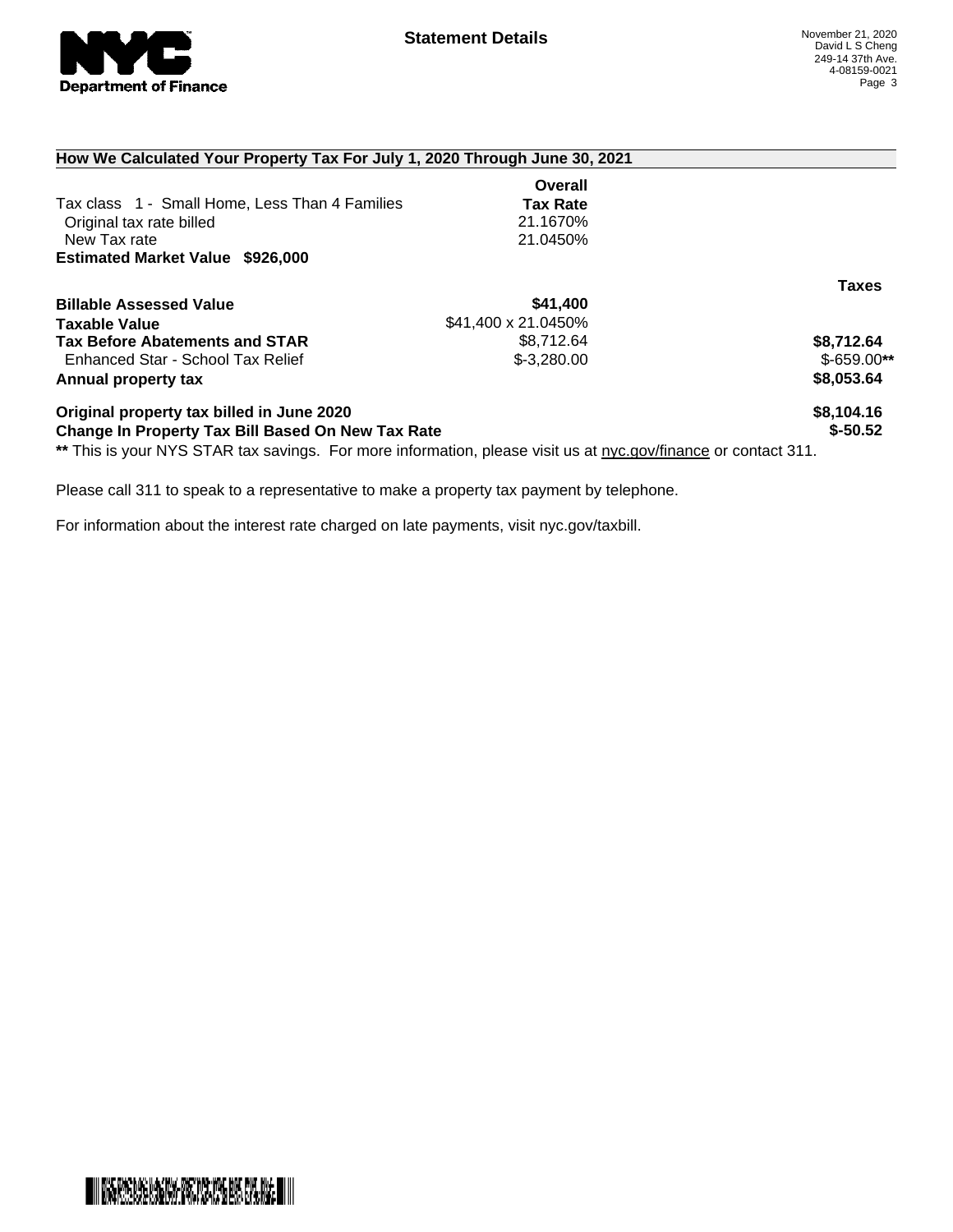## Statement Details

November 21, 2020
David L S Cheng
249-14 37th Ave.
4-08159-0021

### How We Calculated Your Property Tax For July 1, 2020 Through June 30, 2021

| | Overall Tax Rate | |
|---|---|---|
| Tax class 1 - Small Home, Less Than 4 Families | | |
| Original tax rate billed | 21.1670% | |
| New Tax rate | 21.0450% | |
| **Estimated Market Value $926,000** | | |
| | | **Taxes** |
| **Billable Assessed Value** | **$41,400** | |
| **Taxable Value** | $41,400 x 21.0450% | |
| **Tax Before Abatements and STAR** | $8,712.64 | **$8,712.64** |
| Enhanced Star - School Tax Relief | $-3,280.00 | $-659.00** |
| **Annual property tax** | | **$8,053.64** |
| **Original property tax billed in June 2020** | | **$8,104.16** |
| **Change In Property Tax Bill Based On New Tax Rate** | | **$-50.52** |

** This is your NYS STAR tax savings. For more information, please visit us at nyc.gov/finance or contact 311.

Please call 311 to speak to a representative to make a property tax payment by telephone.

For information about the interest rate charged on late payments, visit nyc.gov/taxbill.